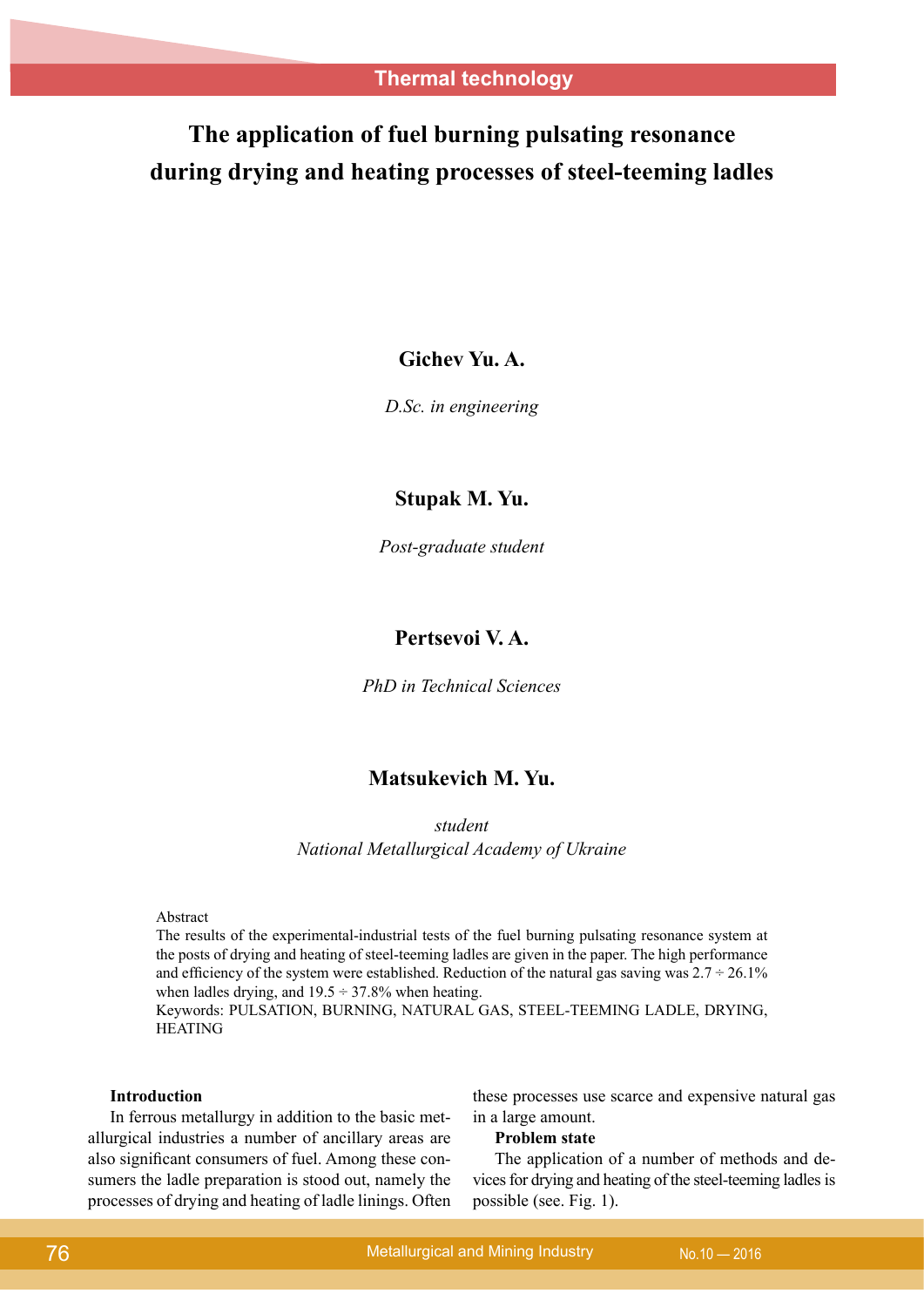Thermal technology

# The application of fuel burning pulsating resonance during drying and heating processes of steel-teeming ladles

**Gichev Yu. A.**

*D.Sc. in engineering*

**Stupak M. Yu.**

*Post-graduate student*

**Pertsevoi V. A.**

*PhD in Technical Sciences*

**Matsukevich M. Yu.**

*student*
*National Metallurgical Academy of Ukraine*

Abstract
The results of the experimental-industrial tests of the fuel burning pulsating resonance system at the posts of drying and heating of steel-teeming ladles are given in the paper. The high performance and efficiency of the system were established. Reduction of the natural gas saving was 2.7 ÷ 26.1% when ladles drying, and 19.5 ÷ 37.8% when heating.
Keywords: PULSATION, BURNING, NATURAL GAS, STEEL-TEEMING LADLE, DRYING, HEATING

**Introduction**

In ferrous metallurgy in addition to the basic metallurgical industries a number of ancillary areas are also significant consumers of fuel. Among these consumers the ladle preparation is stood out, namely the processes of drying and heating of ladle linings. Often these processes use scarce and expensive natural gas in a large amount.

**Problem state**

The application of a number of methods and devices for drying and heating of the steel-teeming ladles is possible (see. Fig. 1).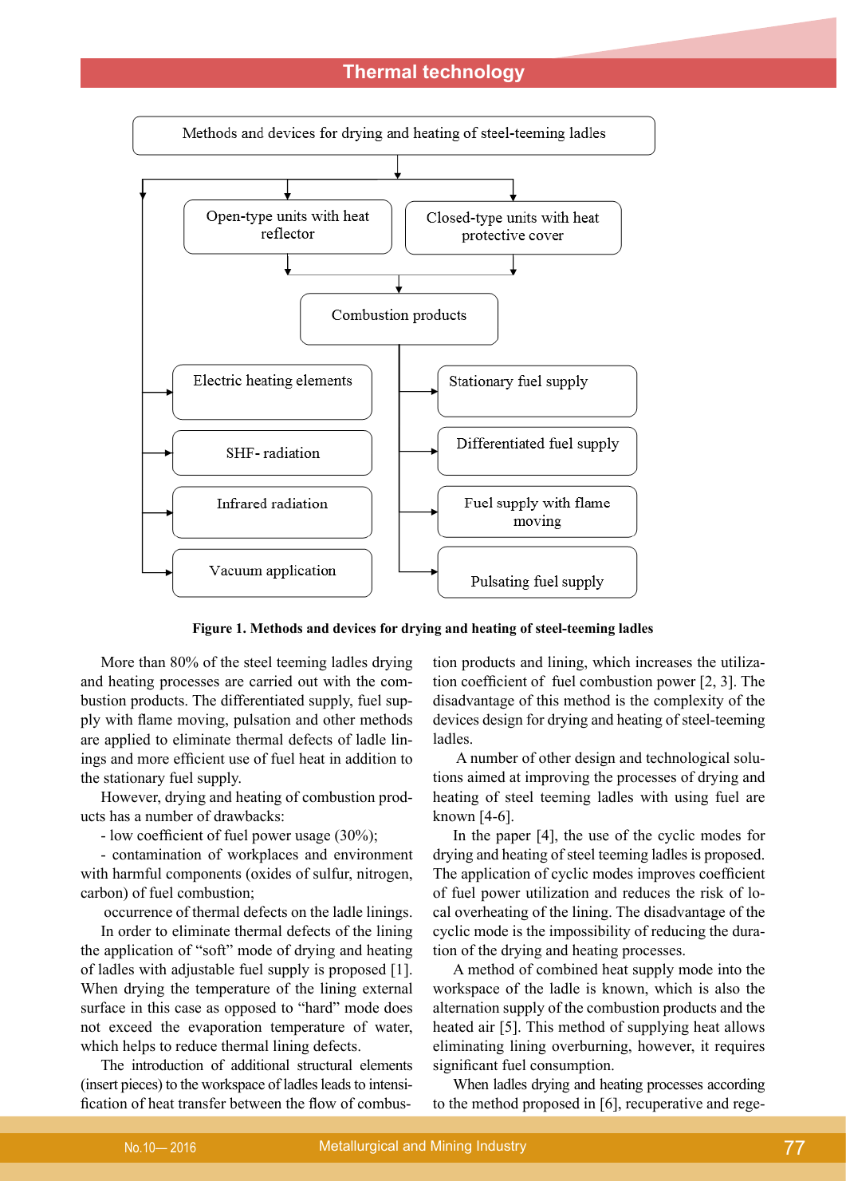- Methods and devices for drying and heating of steel-teeming ladles
  - Open-type units with heat reflector
  - Closed-type units with heat protective cover
    - Combustion products
      - Stationary fuel supply
      - Differentiated fuel supply
      - Fuel supply with flame moving
      - Pulsating fuel supply
  - Electric heating elements
  - SHF- radiation
  - Infrared radiation
  - Vacuum application

**Figure 1. Methods and devices for drying and heating of steel-teeming ladles**

More than 80% of the steel teeming ladles drying and heating processes are carried out with the combustion products. The differentiated supply, fuel supply with flame moving, pulsation and other methods are applied to eliminate thermal defects of ladle linings and more efficient use of fuel heat in addition to the stationary fuel supply.

However, drying and heating of combustion products has a number of drawbacks:

- low coefficient of fuel power usage (30%);
- contamination of workplaces and environment with harmful components (oxides of sulfur, nitrogen, carbon) of fuel combustion;

occurrence of thermal defects on the ladle linings.

In order to eliminate thermal defects of the lining the application of "soft" mode of drying and heating of ladles with adjustable fuel supply is proposed [1]. When drying the temperature of the lining external surface in this case as opposed to "hard" mode does not exceed the evaporation temperature of water, which helps to reduce thermal lining defects.

The introduction of additional structural elements (insert pieces) to the workspace of ladles leads to intensification of heat transfer between the flow of combustion products and lining, which increases the utilization coefficient of fuel combustion power [2, 3]. The disadvantage of this method is the complexity of the devices design for drying and heating of steel-teeming ladles.

A number of other design and technological solutions aimed at improving the processes of drying and heating of steel teeming ladles with using fuel are known [4-6].

In the paper [4], the use of the cyclic modes for drying and heating of steel teeming ladles is proposed. The application of cyclic modes improves coefficient of fuel power utilization and reduces the risk of local overheating of the lining. The disadvantage of the cyclic mode is the impossibility of reducing the duration of the drying and heating processes.

A method of combined heat supply mode into the workspace of the ladle is known, which is also the alternation supply of the combustion products and the heated air [5]. This method of supplying heat allows eliminating lining overburning, however, it requires significant fuel consumption.

When ladles drying and heating processes according to the method proposed in [6], recuperative and rege-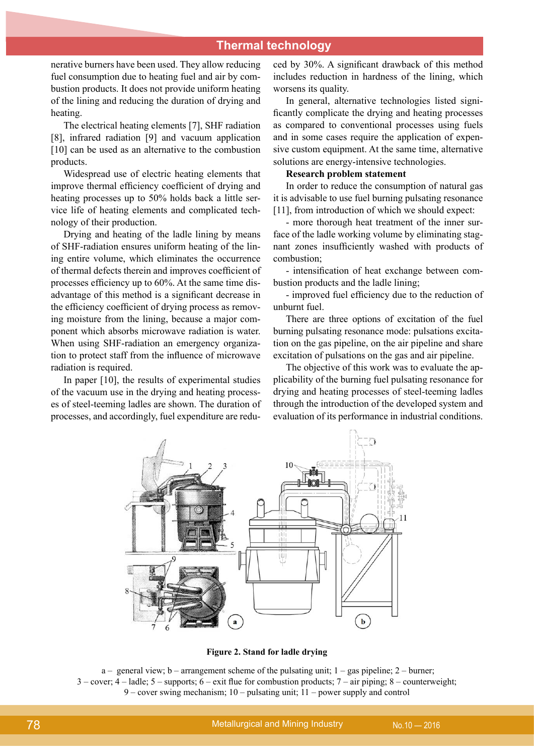nerative burners have been used. They allow reducing fuel consumption due to heating fuel and air by combustion products. It does not provide uniform heating of the lining and reducing the duration of drying and heating.

The electrical heating elements [7], SHF radiation [8], infrared radiation [9] and vacuum application [10] can be used as an alternative to the combustion products.

Widespread use of electric heating elements that improve thermal efficiency coefficient of drying and heating processes up to 50% holds back a little service life of heating elements and complicated technology of their production.

Drying and heating of the ladle lining by means of SHF-radiation ensures uniform heating of the lining entire volume, which eliminates the occurrence of thermal defects therein and improves coefficient of processes efficiency up to 60%. At the same time disadvantage of this method is a significant decrease in the efficiency coefficient of drying process as removing moisture from the lining, because a major component which absorbs microwave radiation is water. When using SHF-radiation an emergency organization to protect staff from the influence of microwave radiation is required.

In paper [10], the results of experimental studies of the vacuum use in the drying and heating processes of steel-teeming ladles are shown. The duration of processes, and accordingly, fuel expenditure are reduced by 30%. A significant drawback of this method includes reduction in hardness of the lining, which worsens its quality.

In general, alternative technologies listed significantly complicate the drying and heating processes as compared to conventional processes using fuels and in some cases require the application of expensive custom equipment. At the same time, alternative solutions are energy-intensive technologies.

**Research problem statement**

In order to reduce the consumption of natural gas it is advisable to use fuel burning pulsating resonance [11], from introduction of which we should expect:

- more thorough heat treatment of the inner surface of the ladle working volume by eliminating stagnant zones insufficiently washed with products of combustion;
- intensification of heat exchange between combustion products and the ladle lining;
- improved fuel efficiency due to the reduction of unburnt fuel.

There are three options of excitation of the fuel burning pulsating resonance mode: pulsations excitation on the gas pipeline, on the air pipeline and share excitation of pulsations on the gas and air pipeline.

The objective of this work was to evaluate the applicability of the burning fuel pulsating resonance for drying and heating processes of steel-teeming ladles through the introduction of the developed system and evaluation of its performance in industrial conditions.

**Figure 2. Stand for ladle drying**

a – general view; b – arrangement scheme of the pulsating unit; 1 – gas pipeline; 2 – burner; 3 – cover; 4 – ladle; 5 – supports; 6 – exit flue for combustion products; 7 – air piping; 8 – counterweight; 9 – cover swing mechanism; 10 – pulsating unit; 11 – power supply and control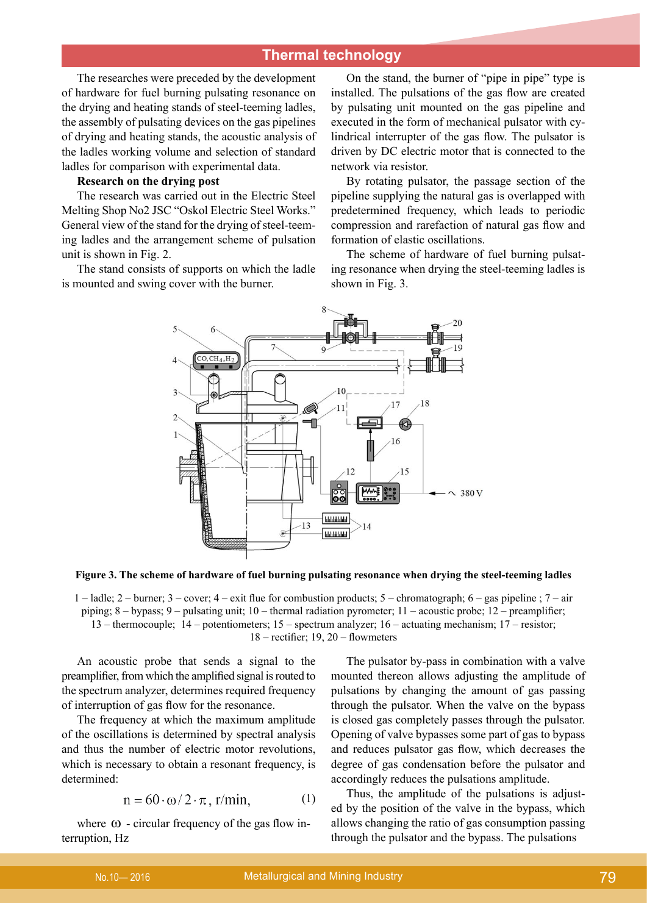The researches were preceded by the development of hardware for fuel burning pulsating resonance on the drying and heating stands of steel-teeming ladles, the assembly of pulsating devices on the gas pipelines of drying and heating stands, the acoustic analysis of the ladles working volume and selection of standard ladles for comparison with experimental data.

**Research on the drying post**

The research was carried out in the Electric Steel Melting Shop No2 JSC "Oskol Electric Steel Works." General view of the stand for the drying of steel-teeming ladles and the arrangement scheme of pulsation unit is shown in Fig. 2.

The stand consists of supports on which the ladle is mounted and swing cover with the burner.

On the stand, the burner of "pipe in pipe" type is installed. The pulsations of the gas flow are created by pulsating unit mounted on the gas pipeline and executed in the form of mechanical pulsator with cylindrical interrupter of the gas flow. The pulsator is driven by DC electric motor that is connected to the network via resistor.

By rotating pulsator, the passage section of the pipeline supplying the natural gas is overlapped with predetermined frequency, which leads to periodic compression and rarefaction of natural gas flow and formation of elastic oscillations.

The scheme of hardware of fuel burning pulsating resonance when drying the steel-teeming ladles is shown in Fig. 3.

**Figure 3. The scheme of hardware of fuel burning pulsating resonance when drying the steel-teeming ladles**

1 – ladle; 2 – burner; 3 – cover; 4 – exit flue for combustion products; 5 – chromatograph; 6 – gas pipeline ; 7 – air piping; 8 – bypass; 9 – pulsating unit; 10 – thermal radiation pyrometer; 11 – acoustic probe; 12 – preamplifier; 13 – thermocouple; 14 – potentiometers; 15 – spectrum analyzer; 16 – actuating mechanism; 17 – resistor; 18 – rectifier; 19, 20 – flowmeters

An acoustic probe that sends a signal to the preamplifier, from which the amplified signal is routed to the spectrum analyzer, determines required frequency of interruption of gas flow for the resonance.

The frequency at which the maximum amplitude of the oscillations is determined by spectral analysis and thus the number of electric motor revolutions, which is necessary to obtain a resonant frequency, is determined:

$$n = 60 \cdot \omega / 2 \cdot \pi, \text{ r/min}, \quad (1)$$

where $\omega$ - circular frequency of the gas flow interruption, Hz

The pulsator by-pass in combination with a valve mounted thereon allows adjusting the amplitude of pulsations by changing the amount of gas passing through the pulsator. When the valve on the bypass is closed gas completely passes through the pulsator. Opening of valve bypasses some part of gas to bypass and reduces pulsator gas flow, which decreases the degree of gas condensation before the pulsator and accordingly reduces the pulsations amplitude.

Thus, the amplitude of the pulsations is adjusted by the position of the valve in the bypass, which allows changing the ratio of gas consumption passing through the pulsator and the bypass. The pulsations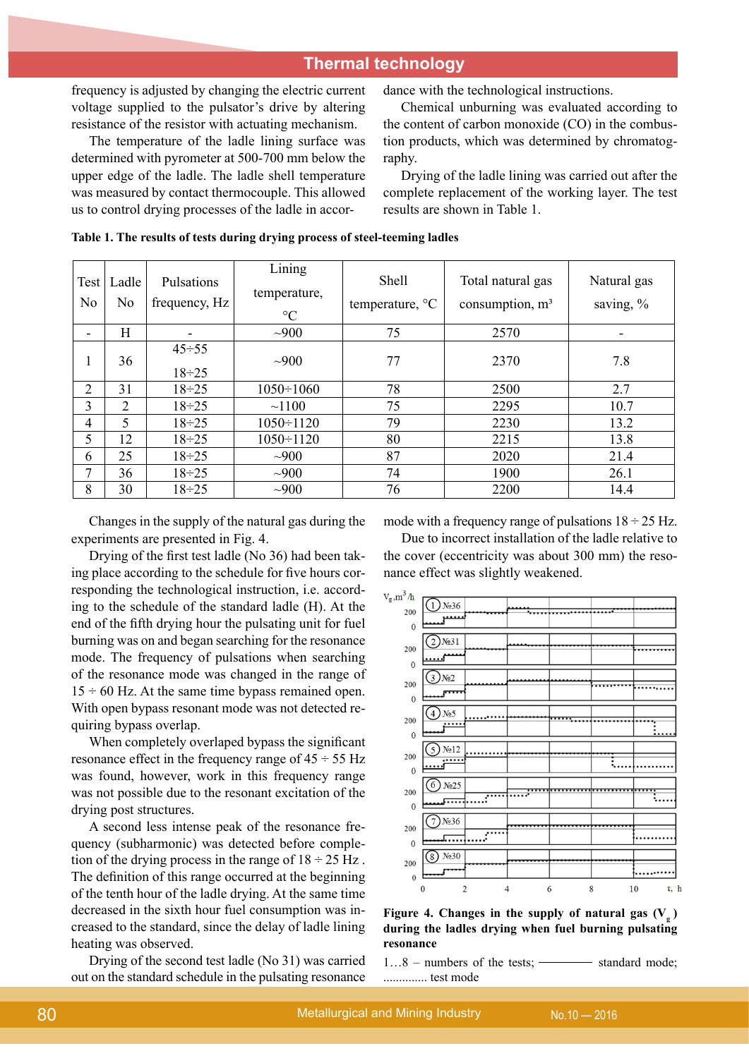frequency is adjusted by changing the electric current voltage supplied to the pulsator's drive by altering resistance of the resistor with actuating mechanism.

The temperature of the ladle lining surface was determined with pyrometer at 500-700 mm below the upper edge of the ladle. The ladle shell temperature was measured by contact thermocouple. This allowed us to control drying processes of the ladle in accordance with the technological instructions.

Chemical unburning was evaluated according to the content of carbon monoxide (CO) in the combustion products, which was determined by chromatography.

Drying of the ladle lining was carried out after the complete replacement of the working layer. The test results are shown in Table 1.

**Table 1. The results of tests during drying process of steel-teeming ladles**

| Test No | Ladle No | Pulsations frequency, Hz | Lining temperature, °C | Shell temperature, °C | Total natural gas consumption, m³ | Natural gas saving, % |
|---|---|---|---|---|---|---|
| - | H | - | ~900 | 75 | 2570 | - |
| 1 | 36 | 45÷55<br>18÷25 | ~900 | 77 | 2370 | 7.8 |
| 2 | 31 | 18÷25 | 1050÷1060 | 78 | 2500 | 2.7 |
| 3 | 2 | 18÷25 | ~1100 | 75 | 2295 | 10.7 |
| 4 | 5 | 18÷25 | 1050÷1120 | 79 | 2230 | 13.2 |
| 5 | 12 | 18÷25 | 1050÷1120 | 80 | 2215 | 13.8 |
| 6 | 25 | 18÷25 | ~900 | 87 | 2020 | 21.4 |
| 7 | 36 | 18÷25 | ~900 | 74 | 1900 | 26.1 |
| 8 | 30 | 18÷25 | ~900 | 76 | 2200 | 14.4 |

Changes in the supply of the natural gas during the experiments are presented in Fig. 4.

Drying of the first test ladle (No 36) had been taking place according to the schedule for five hours corresponding the technological instruction, i.e. according to the schedule of the standard ladle (H). At the end of the fifth drying hour the pulsating unit for fuel burning was on and began searching for the resonance mode. The frequency of pulsations when searching of the resonance mode was changed in the range of 15 ÷ 60 Hz. At the same time bypass remained open. With open bypass resonant mode was not detected requiring bypass overlap.

When completely overlaped bypass the significant resonance effect in the frequency range of 45 ÷ 55 Hz was found, however, work in this frequency range was not possible due to the resonant excitation of the drying post structures.

A second less intense peak of the resonance frequency (subharmonic) was detected before completion of the drying process in the range of 18 ÷ 25 Hz . The definition of this range occurred at the beginning of the tenth hour of the ladle drying. At the same time decreased in the sixth hour fuel consumption was increased to the standard, since the delay of ladle lining heating was observed.

Drying of the second test ladle (No 31) was carried out on the standard schedule in the pulsating resonance mode with a frequency range of pulsations 18 ÷ 25 Hz.

Due to incorrect installation of the ladle relative to the cover (eccentricity was about 300 mm) the resonance effect was slightly weakened.

**Figure 4. Changes in the supply of natural gas ($V_g$) during the ladles drying when fuel burning pulsating resonance**

1…8 – numbers of the tests; ———— standard mode; ............. test mode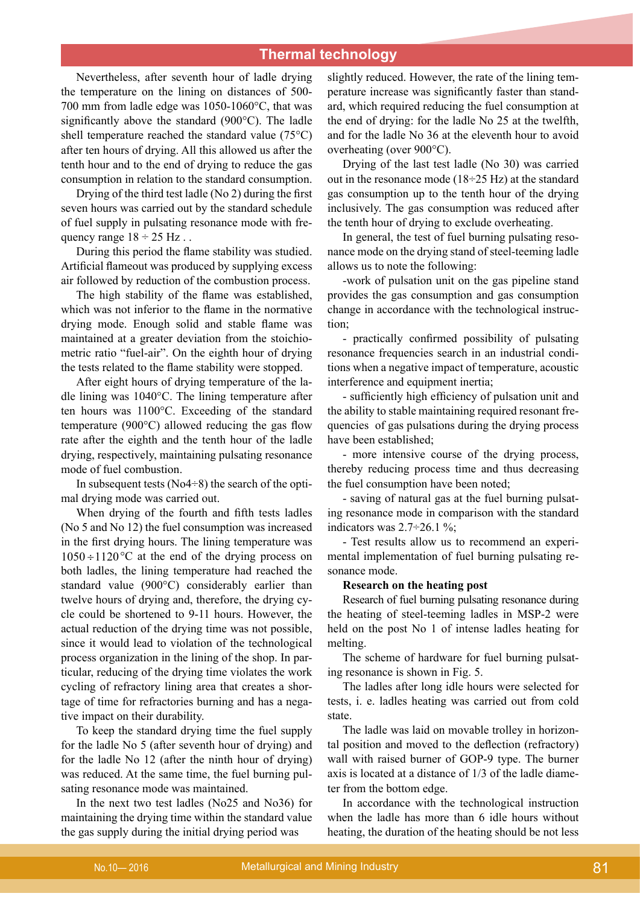Nevertheless, after seventh hour of ladle drying the temperature on the lining on distances of 500-700 mm from ladle edge was 1050-1060°C, that was significantly above the standard (900°C). The ladle shell temperature reached the standard value (75°C) after ten hours of drying. All this allowed us after the tenth hour and to the end of drying to reduce the gas consumption in relation to the standard consumption.

Drying of the third test ladle (No 2) during the first seven hours was carried out by the standard schedule of fuel supply in pulsating resonance mode with frequency range 18 ÷ 25 Hz . .

During this period the flame stability was studied. Artificial flameout was produced by supplying excess air followed by reduction of the combustion process.

The high stability of the flame was established, which was not inferior to the flame in the normative drying mode. Enough solid and stable flame was maintained at a greater deviation from the stoichiometric ratio "fuel-air". On the eighth hour of drying the tests related to the flame stability were stopped.

After eight hours of drying temperature of the ladle lining was 1040°C. The lining temperature after ten hours was 1100°C. Exceeding of the standard temperature (900°C) allowed reducing the gas flow rate after the eighth and the tenth hour of the ladle drying, respectively, maintaining pulsating resonance mode of fuel combustion.

In subsequent tests (No4÷8) the search of the optimal drying mode was carried out.

When drying of the fourth and fifth tests ladles (No 5 and No 12) the fuel consumption was increased in the first drying hours. The lining temperature was 1050÷1120°C at the end of the drying process on both ladles, the lining temperature had reached the standard value (900°C) considerably earlier than twelve hours of drying and, therefore, the drying cycle could be shortened to 9-11 hours. However, the actual reduction of the drying time was not possible, since it would lead to violation of the technological process organization in the lining of the shop. In particular, reducing of the drying time violates the work cycling of refractory lining area that creates a shortage of time for refractories burning and has a negative impact on their durability.

To keep the standard drying time the fuel supply for the ladle No 5 (after seventh hour of drying) and for the ladle No 12 (after the ninth hour of drying) was reduced. At the same time, the fuel burning pulsating resonance mode was maintained.

In the next two test ladles (No25 and No36) for maintaining the drying time within the standard value the gas supply during the initial drying period was slightly reduced. However, the rate of the lining temperature increase was significantly faster than standard, which required reducing the fuel consumption at the end of drying: for the ladle No 25 at the twelfth, and for the ladle No 36 at the eleventh hour to avoid overheating (over 900°C).

Drying of the last test ladle (No 30) was carried out in the resonance mode (18÷25 Hz) at the standard gas consumption up to the tenth hour of the drying inclusively. The gas consumption was reduced after the tenth hour of drying to exclude overheating.

In general, the test of fuel burning pulsating resonance mode on the drying stand of steel-teeming ladle allows us to note the following:

-work of pulsation unit on the gas pipeline stand provides the gas consumption and gas consumption change in accordance with the technological instruction;

- practically confirmed possibility of pulsating resonance frequencies search in an industrial conditions when a negative impact of temperature, acoustic interference and equipment inertia;

- sufficiently high efficiency of pulsation unit and the ability to stable maintaining required resonant frequencies of gas pulsations during the drying process have been established;

- more intensive course of the drying process, thereby reducing process time and thus decreasing the fuel consumption have been noted;

- saving of natural gas at the fuel burning pulsating resonance mode in comparison with the standard indicators was 2.7÷26.1 %;

- Test results allow us to recommend an experimental implementation of fuel burning pulsating resonance mode.

**Research on the heating post**

Research of fuel burning pulsating resonance during the heating of steel-teeming ladles in MSP-2 were held on the post No 1 of intense ladles heating for melting.

The scheme of hardware for fuel burning pulsating resonance is shown in Fig. 5.

The ladles after long idle hours were selected for tests, i. e. ladles heating was carried out from cold state.

The ladle was laid on movable trolley in horizontal position and moved to the deflection (refractory) wall with raised burner of GOP-9 type. The burner axis is located at a distance of 1/3 of the ladle diameter from the bottom edge.

In accordance with the technological instruction when the ladle has more than 6 idle hours without heating, the duration of the heating should be not less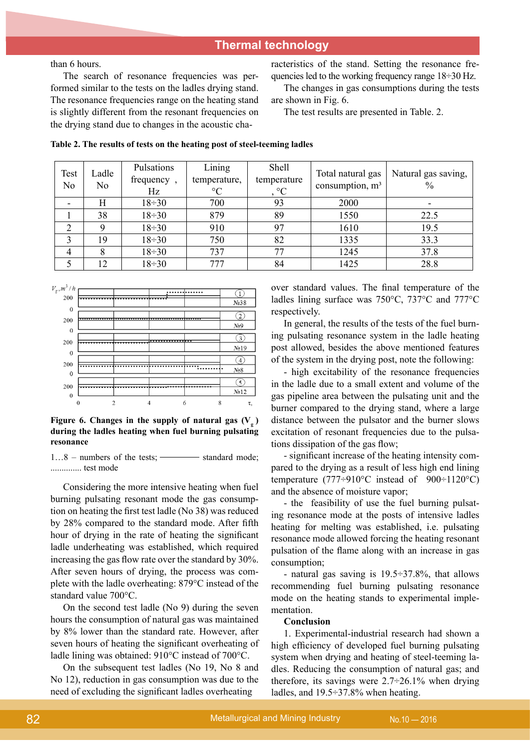than 6 hours.

The search of resonance frequencies was performed similar to the tests on the ladles drying stand. The resonance frequencies range on the heating stand is slightly different from the resonant frequencies on the drying stand due to changes in the acoustic characteristics of the stand. Setting the resonance frequencies led to the working frequency range 18÷30 Hz.

The changes in gas consumptions during the tests are shown in Fig. 6.

The test results are presented in Table. 2.

**Table 2. The results of tests on the heating post of steel-teeming ladles**

| Test No | Ladle No | Pulsations frequency , Hz | Lining temperature, °C | Shell temperature , °C | Total natural gas consumption, $m^3$ | Natural gas saving, % |
|---|---|---|---|---|---|---|
| - | H | 18÷30 | 700 | 93 | 2000 | - |
| 1 | 38 | 18÷30 | 879 | 89 | 1550 | 22.5 |
| 2 | 9 | 18÷30 | 910 | 97 | 1610 | 19.5 |
| 3 | 19 | 18÷30 | 750 | 82 | 1335 | 33.3 |
| 4 | 8 | 18÷30 | 737 | 77 | 1245 | 37.8 |
| 5 | 12 | 18÷30 | 777 | 84 | 1425 | 28.8 |

**Figure 6. Changes in the supply of natural gas ($V_g$) during the ladles heating when fuel burning pulsating resonance**

1…8 – numbers of the tests; ———— standard mode; .............. test mode

Considering the more intensive heating when fuel burning pulsating resonant mode the gas consumption on heating the first test ladle (No 38) was reduced by 28% compared to the standard mode. After fifth hour of drying at the rate of heating the significant ladle underheating was established, which required increasing the gas flow rate over the standard by 30%. After seven hours of drying, the process was complete with the ladle overheating: 879°C instead of the standard value 700°C.

On the second test ladle (No 9) during the seven hours the consumption of natural gas was maintained by 8% lower than the standard rate. However, after seven hours of heating the significant overheating of ladle lining was obtained: 910°C instead of 700°C.

On the subsequent test ladles (No 19, No 8 and No 12), reduction in gas consumption was due to the need of excluding the significant ladles overheating over standard values. The final temperature of the ladles lining surface was 750°C, 737°C and 777°C respectively.

In general, the results of the tests of the fuel burning pulsating resonance system in the ladle heating post allowed, besides the above mentioned features of the system in the drying post, note the following:

- high excitability of the resonance frequencies in the ladle due to a small extent and volume of the gas pipeline area between the pulsating unit and the burner compared to the drying stand, where a large distance between the pulsator and the burner slows excitation of resonant frequencies due to the pulsations dissipation of the gas flow;
- significant increase of the heating intensity compared to the drying as a result of less high end lining temperature (777÷910°C instead of 900÷1120°C) and the absence of moisture vapor;
- the feasibility of use the fuel burning pulsating resonance mode at the posts of intensive ladles heating for melting was established, i.e. pulsating resonance mode allowed forcing the heating resonant pulsation of the flame along with an increase in gas consumption;
- natural gas saving is 19.5÷37.8%, that allows recommending fuel burning pulsating resonance mode on the heating stands to experimental implementation.

**Conclusion**

1. Experimental-industrial research had shown a high efficiency of developed fuel burning pulsating system when drying and heating of steel-teeming ladles. Reducing the consumption of natural gas; and therefore, its savings were 2.7÷26.1% when drying ladles, and 19.5÷37.8% when heating.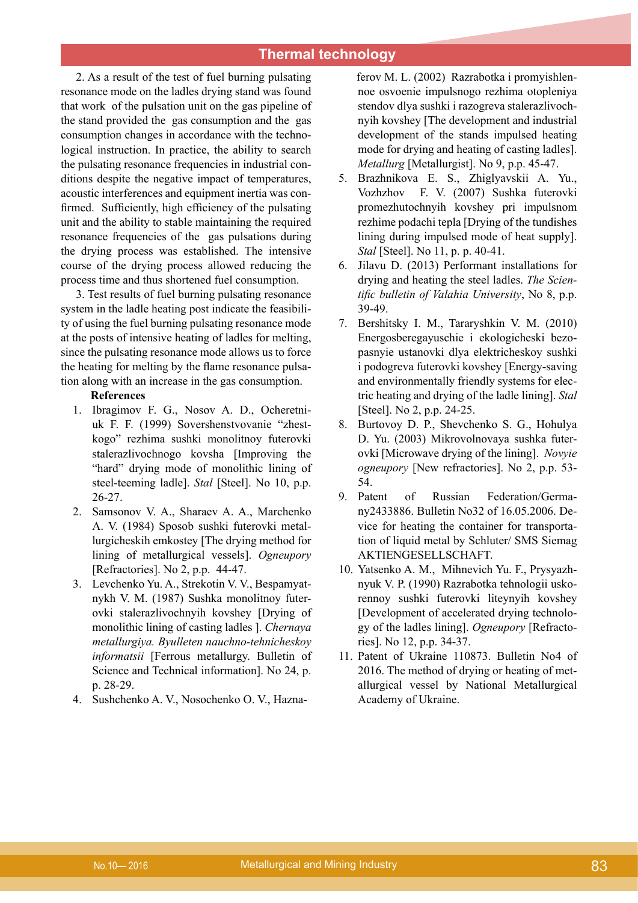2. As a result of the test of fuel burning pulsating resonance mode on the ladles drying stand was found that work of the pulsation unit on the gas pipeline of the stand provided the gas consumption and the gas consumption changes in accordance with the technological instruction. In practice, the ability to search the pulsating resonance frequencies in industrial conditions despite the negative impact of temperatures, acoustic interferences and equipment inertia was confirmed. Sufficiently, high efficiency of the pulsating unit and the ability to stable maintaining the required resonance frequencies of the gas pulsations during the drying process was established. The intensive course of the drying process allowed reducing the process time and thus shortened fuel consumption.

3. Test results of fuel burning pulsating resonance system in the ladle heating post indicate the feasibility of using the fuel burning pulsating resonance mode at the posts of intensive heating of ladles for melting, since the pulsating resonance mode allows us to force the heating for melting by the flame resonance pulsation along with an increase in the gas consumption.

**References**

1. Ibragimov F. G., Nosov A. D., Ocheretniuk F. F. (1999) Sovershenstvovanie "zhestkogo" rezhima sushki monolitnoy futerovki stalerazlivochnogo kovsha [Improving the "hard" drying mode of monolithic lining of steel-teeming ladle]. *Stal* [Steel]. No 10, p.p. 26-27.
2. Samsonov V. A., Sharaev A. A., Marchenko A. V. (1984) Sposob sushki futerovki metallurgicheskih emkostey [The drying method for lining of metallurgical vessels]. *Ogneupory* [Refractories]. No 2, p.p. 44-47.
3. Levchenko Yu. A., Strekotin V. V., Bespamyatnykh V. M. (1987) Sushka monolitnoy futerovki stalerazlivochnyih kovshey [Drying of monolithic lining of casting ladles ]. *Chernaya metallurgiya. Byulleten nauchno-tehnicheskoy informatsii* [Ferrous metallurgy. Bulletin of Science and Technical information]. No 24, p. p. 28-29.
4. Sushchenko A. V., Nosochenko O. V., Haznaferov M. L. (2002) Razrabotka i promyishlennoe osvoenie impulsnogo rezhima otopleniya stendov dlya sushki i razogreva stalerazlivochnyih kovshey [The development and industrial development of the stands impulsed heating mode for drying and heating of casting ladles]. *Metallurg* [Metallurgist]. No 9, p.p. 45-47.
5. Brazhnikova E. S., Zhiglyavskii A. Yu., Vozhzhov F. V. (2007) Sushka futerovki promezhutochnyih kovshey pri impulsnom rezhime podachi tepla [Drying of the tundishes lining during impulsed mode of heat supply]. *Stal* [Steel]. No 11, p. p. 40-41.
6. Jilavu D. (2013) Performant installations for drying and heating the steel ladles. *The Scientific bulletin of Valahia University*, No 8, p.p. 39-49.
7. Bershitsky I. M., Tararyshkin V. M. (2010) Energosberegayuschie i ekologicheski bezopasnyie ustanovki dlya elektricheskoy sushki i podogreva futerovki kovshey [Energy-saving and environmentally friendly systems for electric heating and drying of the ladle lining]. *Stal* [Steel]. No 2, p.p. 24-25.
8. Burtovoy D. P., Shevchenko S. G., Hohulya D. Yu. (2003) Mikrovolnovaya sushka futerovki [Microwave drying of the lining]. *Novyie ogneupory* [New refractories]. No 2, p.p. 53-54.
9. Patent of Russian Federation/Germany2433886. Bulletin No32 of 16.05.2006. Device for heating the container for transportation of liquid metal by Schluter/ SMS Siemag AKTIENGESELLSCHAFT.
10. Yatsenko A. M., Mihnevich Yu. F., Prysyazhnyuk V. P. (1990) Razrabotka tehnologii uskorennoy sushki futerovki liteynyih kovshey [Development of accelerated drying technology of the ladles lining]. *Ogneupory* [Refractories]. No 12, p.p. 34-37.
11. Patent of Ukraine 110873. Bulletin No4 of 2016. The method of drying or heating of metallurgical vessel by National Metallurgical Academy of Ukraine.